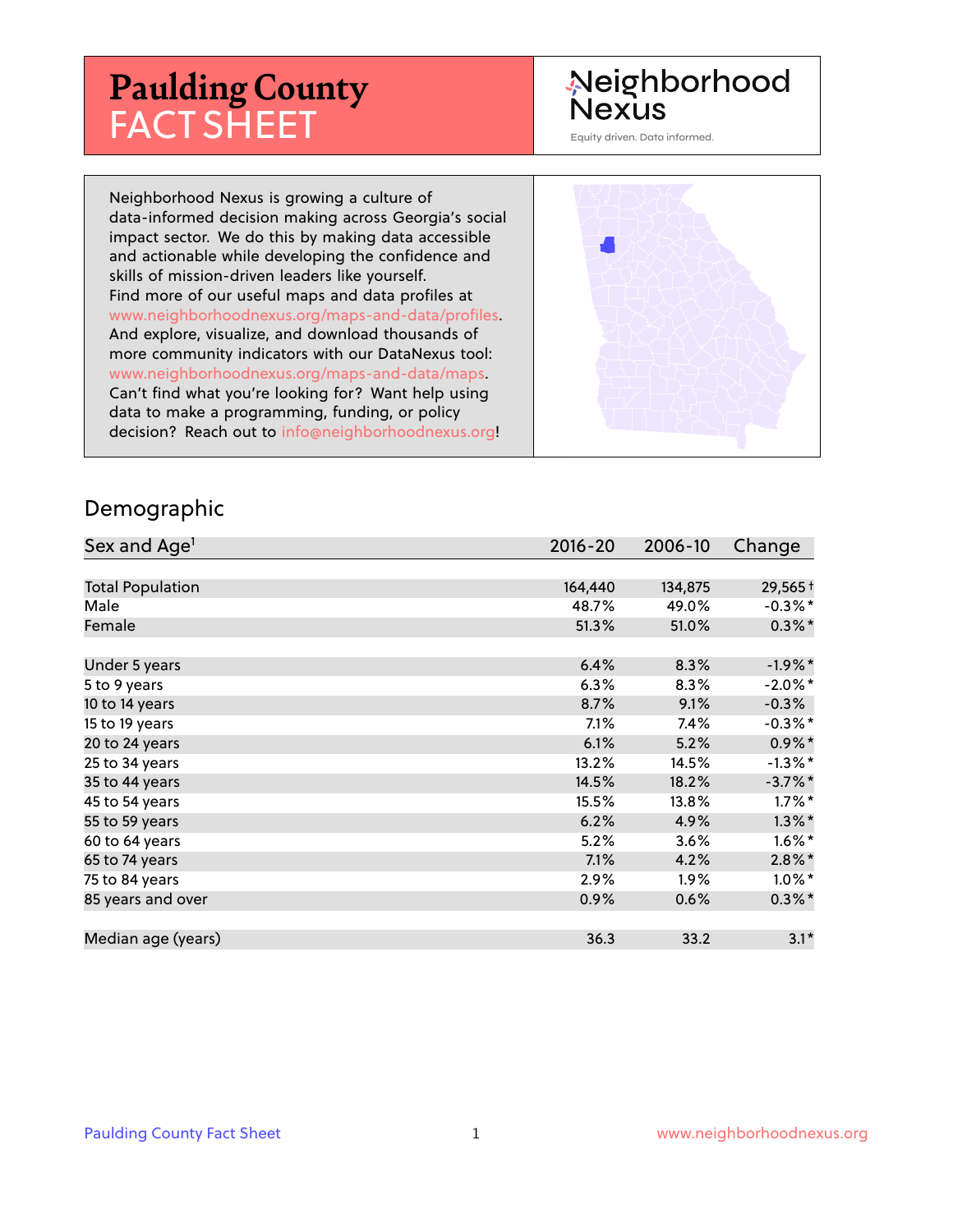# Paulding County FACT SHEET

Neighborhood Nexus

Equity driven. Data informed.

Neighborhood Nexus is growing a culture of data-informed decision making across Georgia's social impact sector. We do this by making data accessible and actionable while developing the confidence and skills of mission-driven leaders like yourself. Find more of our useful maps and data profiles at www.neighborhoodnexus.org/maps-and-data/profiles. And explore, visualize, and download thousands of more community indicators with our DataNexus tool: www.neighborhoodnexus.org/maps-and-data/maps. Can't find what you're looking for? Want help using data to make a programming, funding, or policy decision? Reach out to info@neighborhoodnexus.org!

## Demographic

| Sex and Age[1] | 2016-20 | 2006-10 | Change |
|---|---|---|---|
| Total Population | 164,440 | 134,875 | 29,565† |
| Male | 48.7% | 49.0% | -0.3%* |
| Female | 51.3% | 51.0% | 0.3%* |
| Under 5 years | 6.4% | 8.3% | -1.9%* |
| 5 to 9 years | 6.3% | 8.3% | -2.0%* |
| 10 to 14 years | 8.7% | 9.1% | -0.3% |
| 15 to 19 years | 7.1% | 7.4% | -0.3%* |
| 20 to 24 years | 6.1% | 5.2% | 0.9%* |
| 25 to 34 years | 13.2% | 14.5% | -1.3%* |
| 35 to 44 years | 14.5% | 18.2% | -3.7%* |
| 45 to 54 years | 15.5% | 13.8% | 1.7%* |
| 55 to 59 years | 6.2% | 4.9% | 1.3%* |
| 60 to 64 years | 5.2% | 3.6% | 1.6%* |
| 65 to 74 years | 7.1% | 4.2% | 2.8%* |
| 75 to 84 years | 2.9% | 1.9% | 1.0%* |
| 85 years and over | 0.9% | 0.6% | 0.3%* |
| Median age (years) | 36.3 | 33.2 | 3.1* |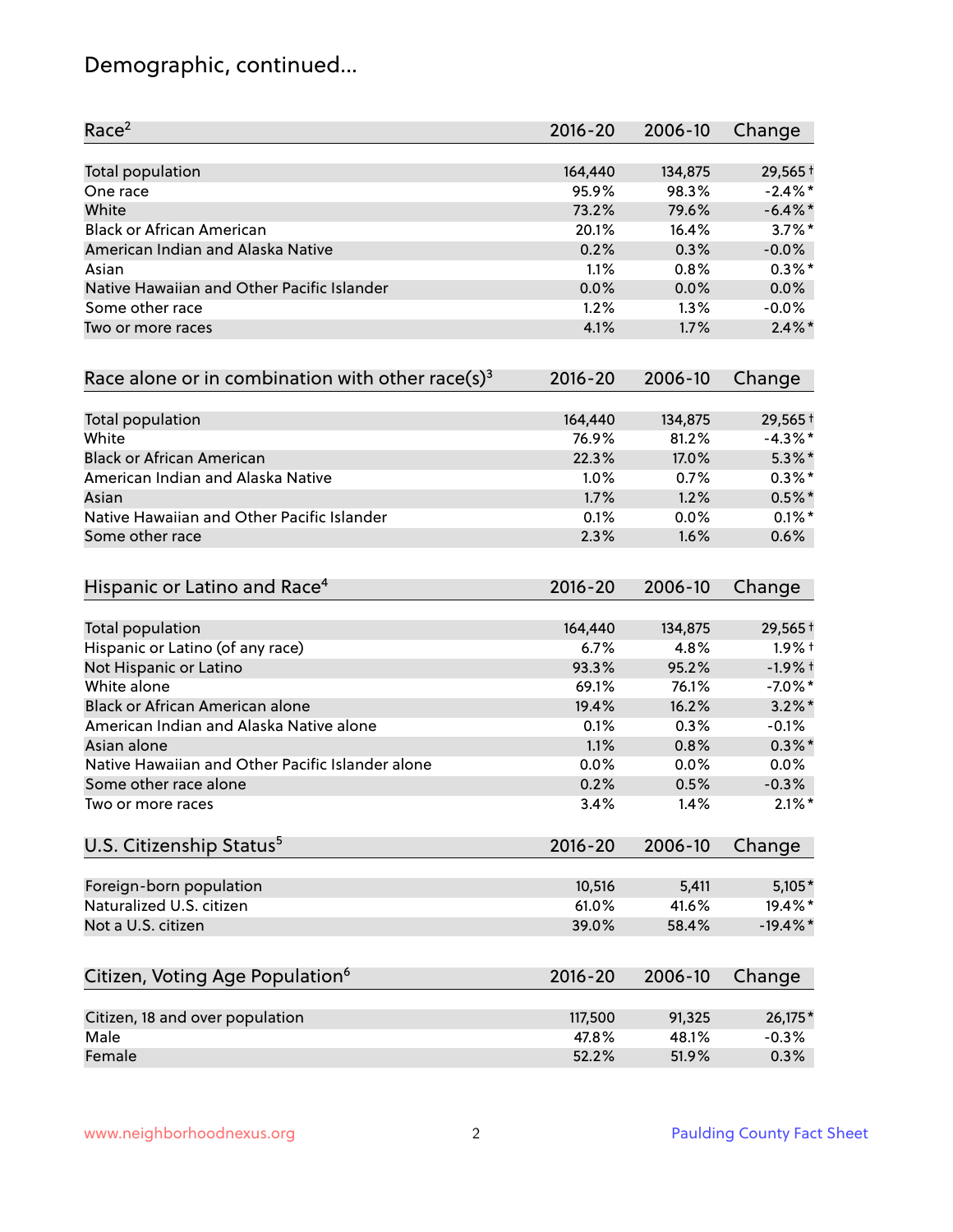# Demographic, continued...

| Race[2] | 2016-20 | 2006-10 | Change |
|---|---|---|---|
| Total population | 164,440 | 134,875 | 29,565† |
| One race | 95.9% | 98.3% | -2.4%* |
| White | 73.2% | 79.6% | -6.4%* |
| Black or African American | 20.1% | 16.4% | 3.7%* |
| American Indian and Alaska Native | 0.2% | 0.3% | -0.0% |
| Asian | 1.1% | 0.8% | 0.3%* |
| Native Hawaiian and Other Pacific Islander | 0.0% | 0.0% | 0.0% |
| Some other race | 1.2% | 1.3% | -0.0% |
| Two or more races | 4.1% | 1.7% | 2.4%* |

| Race alone or in combination with other race(s)[3] | 2016-20 | 2006-10 | Change |
|---|---|---|---|
| Total population | 164,440 | 134,875 | 29,565† |
| White | 76.9% | 81.2% | -4.3%* |
| Black or African American | 22.3% | 17.0% | 5.3%* |
| American Indian and Alaska Native | 1.0% | 0.7% | 0.3%* |
| Asian | 1.7% | 1.2% | 0.5%* |
| Native Hawaiian and Other Pacific Islander | 0.1% | 0.0% | 0.1%* |
| Some other race | 2.3% | 1.6% | 0.6% |

| Hispanic or Latino and Race[4] | 2016-20 | 2006-10 | Change |
|---|---|---|---|
| Total population | 164,440 | 134,875 | 29,565† |
| Hispanic or Latino (of any race) | 6.7% | 4.8% | 1.9%† |
| Not Hispanic or Latino | 93.3% | 95.2% | -1.9%† |
| White alone | 69.1% | 76.1% | -7.0%* |
| Black or African American alone | 19.4% | 16.2% | 3.2%* |
| American Indian and Alaska Native alone | 0.1% | 0.3% | -0.1% |
| Asian alone | 1.1% | 0.8% | 0.3%* |
| Native Hawaiian and Other Pacific Islander alone | 0.0% | 0.0% | 0.0% |
| Some other race alone | 0.2% | 0.5% | -0.3% |
| Two or more races | 3.4% | 1.4% | 2.1%* |

| U.S. Citizenship Status[5] | 2016-20 | 2006-10 | Change |
|---|---|---|---|
| Foreign-born population | 10,516 | 5,411 | 5,105* |
| Naturalized U.S. citizen | 61.0% | 41.6% | 19.4%* |
| Not a U.S. citizen | 39.0% | 58.4% | -19.4%* |

| Citizen, Voting Age Population[6] | 2016-20 | 2006-10 | Change |
|---|---|---|---|
| Citizen, 18 and over population | 117,500 | 91,325 | 26,175* |
| Male | 47.8% | 48.1% | -0.3% |
| Female | 52.2% | 51.9% | 0.3% |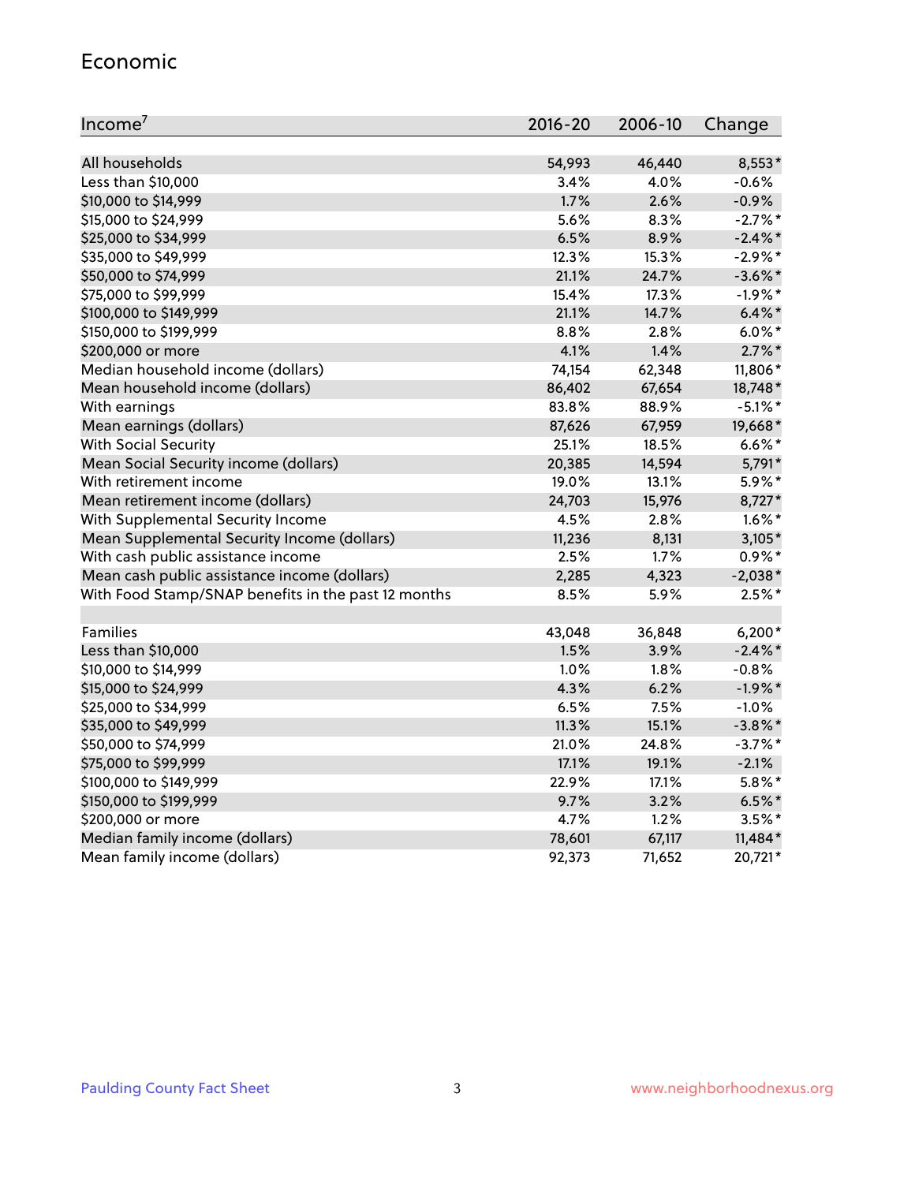## Economic

| Income[7] | 2016-20 | 2006-10 | Change |
|---|---|---|---|
| All households | 54,993 | 46,440 | 8,553* |
| Less than $10,000 | 3.4% | 4.0% | -0.6% |
| $10,000 to $14,999 | 1.7% | 2.6% | -0.9% |
| $15,000 to $24,999 | 5.6% | 8.3% | -2.7%* |
| $25,000 to $34,999 | 6.5% | 8.9% | -2.4%* |
| $35,000 to $49,999 | 12.3% | 15.3% | -2.9%* |
| $50,000 to $74,999 | 21.1% | 24.7% | -3.6%* |
| $75,000 to $99,999 | 15.4% | 17.3% | -1.9%* |
| $100,000 to $149,999 | 21.1% | 14.7% | 6.4%* |
| $150,000 to $199,999 | 8.8% | 2.8% | 6.0%* |
| $200,000 or more | 4.1% | 1.4% | 2.7%* |
| Median household income (dollars) | 74,154 | 62,348 | 11,806* |
| Mean household income (dollars) | 86,402 | 67,654 | 18,748* |
| With earnings | 83.8% | 88.9% | -5.1%* |
| Mean earnings (dollars) | 87,626 | 67,959 | 19,668* |
| With Social Security | 25.1% | 18.5% | 6.6%* |
| Mean Social Security income (dollars) | 20,385 | 14,594 | 5,791* |
| With retirement income | 19.0% | 13.1% | 5.9%* |
| Mean retirement income (dollars) | 24,703 | 15,976 | 8,727* |
| With Supplemental Security Income | 4.5% | 2.8% | 1.6%* |
| Mean Supplemental Security Income (dollars) | 11,236 | 8,131 | 3,105* |
| With cash public assistance income | 2.5% | 1.7% | 0.9%* |
| Mean cash public assistance income (dollars) | 2,285 | 4,323 | -2,038* |
| With Food Stamp/SNAP benefits in the past 12 months | 8.5% | 5.9% | 2.5%* |
| | | | |
| Families | 43,048 | 36,848 | 6,200* |
| Less than $10,000 | 1.5% | 3.9% | -2.4%* |
| $10,000 to $14,999 | 1.0% | 1.8% | -0.8% |
| $15,000 to $24,999 | 4.3% | 6.2% | -1.9%* |
| $25,000 to $34,999 | 6.5% | 7.5% | -1.0% |
| $35,000 to $49,999 | 11.3% | 15.1% | -3.8%* |
| $50,000 to $74,999 | 21.0% | 24.8% | -3.7%* |
| $75,000 to $99,999 | 17.1% | 19.1% | -2.1% |
| $100,000 to $149,999 | 22.9% | 17.1% | 5.8%* |
| $150,000 to $199,999 | 9.7% | 3.2% | 6.5%* |
| $200,000 or more | 4.7% | 1.2% | 3.5%* |
| Median family income (dollars) | 78,601 | 67,117 | 11,484* |
| Mean family income (dollars) | 92,373 | 71,652 | 20,721* |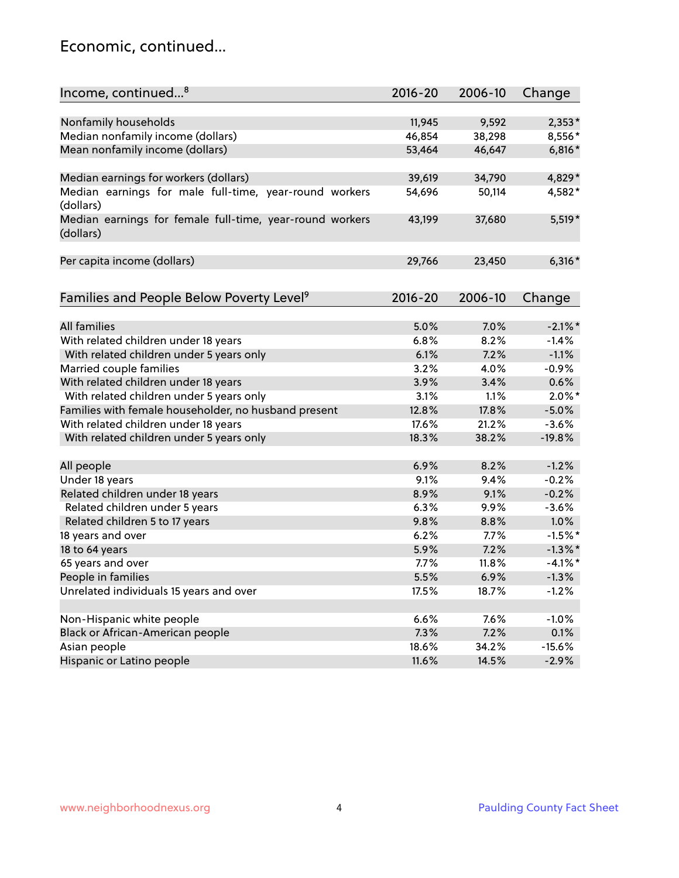## Economic, continued...

| Income, continued...[8] | 2016-20 | 2006-10 | Change |
|---|---|---|---|
| Nonfamily households | 11,945 | 9,592 | 2,353* |
| Median nonfamily income (dollars) | 46,854 | 38,298 | 8,556* |
| Mean nonfamily income (dollars) | 53,464 | 46,647 | 6,816* |
| | | | |
| Median earnings for workers (dollars) | 39,619 | 34,790 | 4,829* |
| Median earnings for male full-time, year-round workers (dollars) | 54,696 | 50,114 | 4,582* |
| Median earnings for female full-time, year-round workers (dollars) | 43,199 | 37,680 | 5,519* |
| | | | |
| Per capita income (dollars) | 29,766 | 23,450 | 6,316* |

| Families and People Below Poverty Level[9] | 2016-20 | 2006-10 | Change |
|---|---|---|---|
| All families | 5.0% | 7.0% | -2.1%* |
| With related children under 18 years | 6.8% | 8.2% | -1.4% |
| With related children under 5 years only | 6.1% | 7.2% | -1.1% |
| Married couple families | 3.2% | 4.0% | -0.9% |
| With related children under 18 years | 3.9% | 3.4% | 0.6% |
| With related children under 5 years only | 3.1% | 1.1% | 2.0%* |
| Families with female householder, no husband present | 12.8% | 17.8% | -5.0% |
| With related children under 18 years | 17.6% | 21.2% | -3.6% |
| With related children under 5 years only | 18.3% | 38.2% | -19.8% |
| | | | |
| All people | 6.9% | 8.2% | -1.2% |
| Under 18 years | 9.1% | 9.4% | -0.2% |
| Related children under 18 years | 8.9% | 9.1% | -0.2% |
| Related children under 5 years | 6.3% | 9.9% | -3.6% |
| Related children 5 to 17 years | 9.8% | 8.8% | 1.0% |
| 18 years and over | 6.2% | 7.7% | -1.5%* |
| 18 to 64 years | 5.9% | 7.2% | -1.3%* |
| 65 years and over | 7.7% | 11.8% | -4.1%* |
| People in families | 5.5% | 6.9% | -1.3% |
| Unrelated individuals 15 years and over | 17.5% | 18.7% | -1.2% |
| | | | |
| Non-Hispanic white people | 6.6% | 7.6% | -1.0% |
| Black or African-American people | 7.3% | 7.2% | 0.1% |
| Asian people | 18.6% | 34.2% | -15.6% |
| Hispanic or Latino people | 11.6% | 14.5% | -2.9% |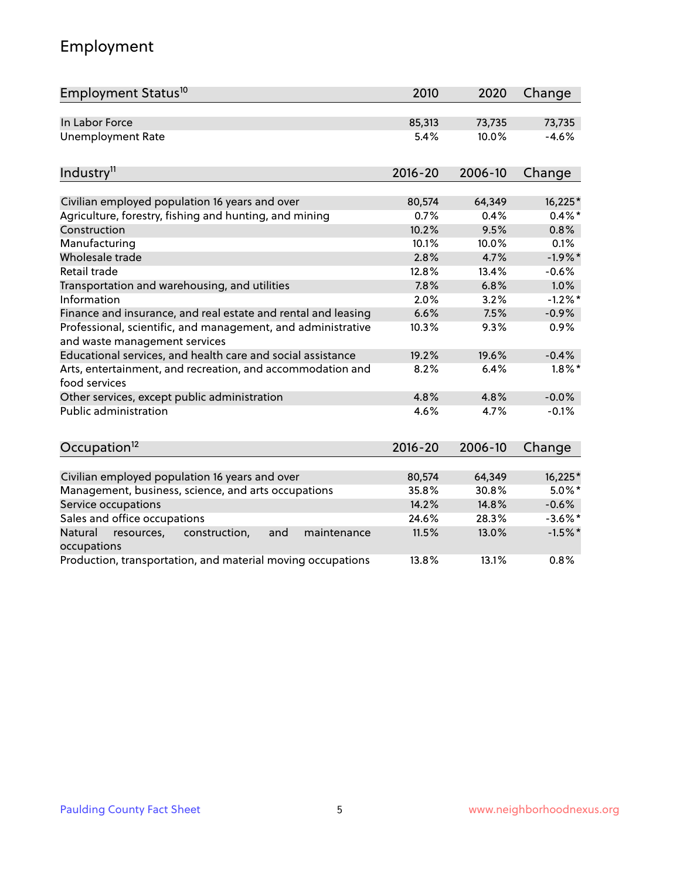# Employment

| Employment Status[10] | 2010 | 2020 | Change |
|---|---|---|---|
| In Labor Force | 85,313 | 73,735 | 73,735 |
| Unemployment Rate | 5.4% | 10.0% | -4.6% |

| Industry[11] | 2016-20 | 2006-10 | Change |
|---|---|---|---|
| Civilian employed population 16 years and over | 80,574 | 64,349 | 16,225* |
| Agriculture, forestry, fishing and hunting, and mining | 0.7% | 0.4% | 0.4%* |
| Construction | 10.2% | 9.5% | 0.8% |
| Manufacturing | 10.1% | 10.0% | 0.1% |
| Wholesale trade | 2.8% | 4.7% | -1.9%* |
| Retail trade | 12.8% | 13.4% | -0.6% |
| Transportation and warehousing, and utilities | 7.8% | 6.8% | 1.0% |
| Information | 2.0% | 3.2% | -1.2%* |
| Finance and insurance, and real estate and rental and leasing | 6.6% | 7.5% | -0.9% |
| Professional, scientific, and management, and administrative and waste management services | 10.3% | 9.3% | 0.9% |
| Educational services, and health care and social assistance | 19.2% | 19.6% | -0.4% |
| Arts, entertainment, and recreation, and accommodation and food services | 8.2% | 6.4% | 1.8%* |
| Other services, except public administration | 4.8% | 4.8% | -0.0% |
| Public administration | 4.6% | 4.7% | -0.1% |

| Occupation[12] | 2016-20 | 2006-10 | Change |
|---|---|---|---|
| Civilian employed population 16 years and over | 80,574 | 64,349 | 16,225* |
| Management, business, science, and arts occupations | 35.8% | 30.8% | 5.0%* |
| Service occupations | 14.2% | 14.8% | -0.6% |
| Sales and office occupations | 24.6% | 28.3% | -3.6%* |
| Natural resources, construction, and maintenance occupations | 11.5% | 13.0% | -1.5%* |
| Production, transportation, and material moving occupations | 13.8% | 13.1% | 0.8% |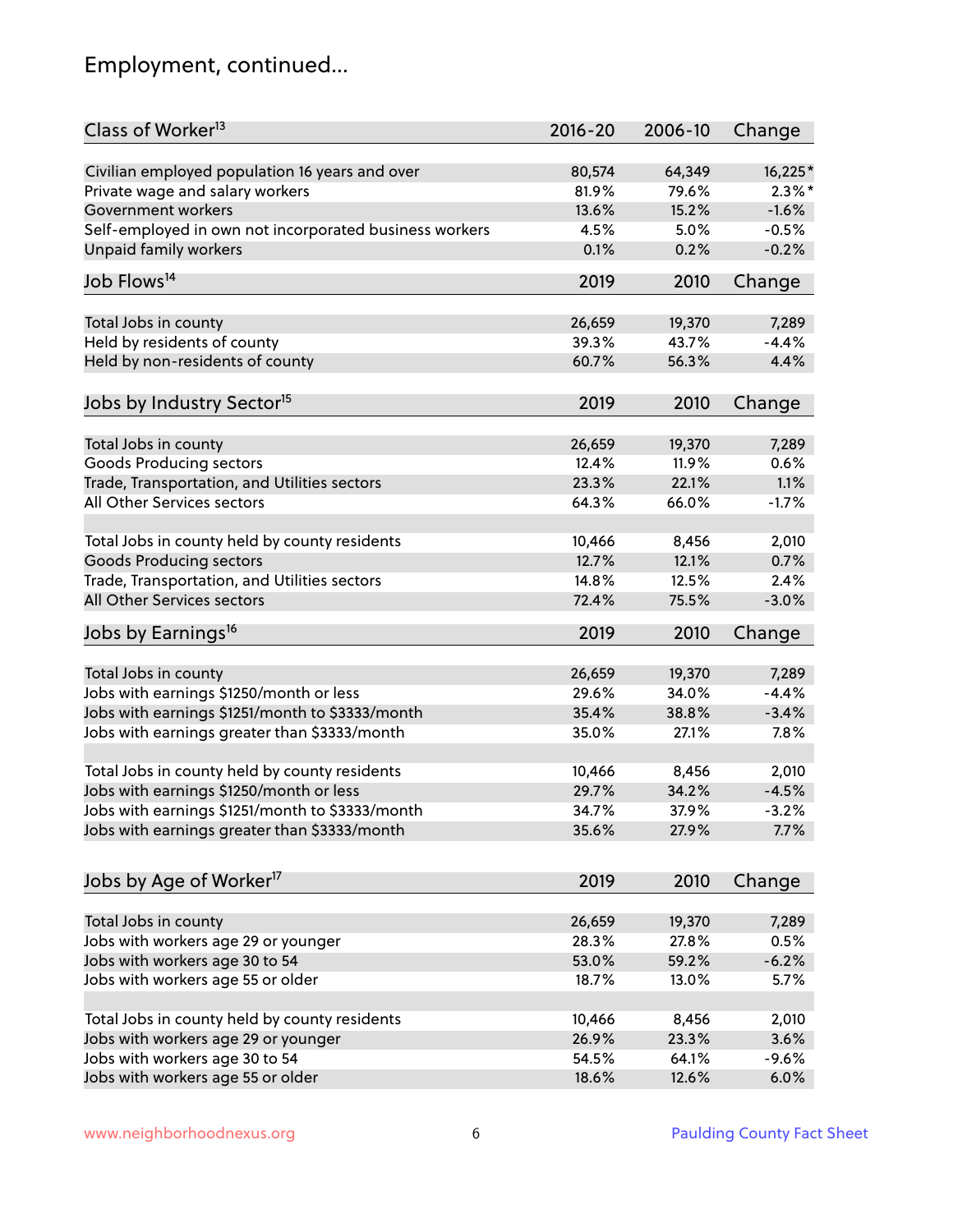## Employment, continued...

| Class of Worker[13] | 2016-20 | 2006-10 | Change |
|---|---|---|---|
| Civilian employed population 16 years and over | 80,574 | 64,349 | 16,225* |
| Private wage and salary workers | 81.9% | 79.6% | 2.3%* |
| Government workers | 13.6% | 15.2% | -1.6% |
| Self-employed in own not incorporated business workers | 4.5% | 5.0% | -0.5% |
| Unpaid family workers | 0.1% | 0.2% | -0.2% |

| Job Flows[14] | 2019 | 2010 | Change |
|---|---|---|---|
| Total Jobs in county | 26,659 | 19,370 | 7,289 |
| Held by residents of county | 39.3% | 43.7% | -4.4% |
| Held by non-residents of county | 60.7% | 56.3% | 4.4% |

| Jobs by Industry Sector[15] | 2019 | 2010 | Change |
|---|---|---|---|
| Total Jobs in county | 26,659 | 19,370 | 7,289 |
| Goods Producing sectors | 12.4% | 11.9% | 0.6% |
| Trade, Transportation, and Utilities sectors | 23.3% | 22.1% | 1.1% |
| All Other Services sectors | 64.3% | 66.0% | -1.7% |
| | | | |
| Total Jobs in county held by county residents | 10,466 | 8,456 | 2,010 |
| Goods Producing sectors | 12.7% | 12.1% | 0.7% |
| Trade, Transportation, and Utilities sectors | 14.8% | 12.5% | 2.4% |
| All Other Services sectors | 72.4% | 75.5% | -3.0% |

| Jobs by Earnings[16] | 2019 | 2010 | Change |
|---|---|---|---|
| Total Jobs in county | 26,659 | 19,370 | 7,289 |
| Jobs with earnings $1250/month or less | 29.6% | 34.0% | -4.4% |
| Jobs with earnings $1251/month to $3333/month | 35.4% | 38.8% | -3.4% |
| Jobs with earnings greater than $3333/month | 35.0% | 27.1% | 7.8% |
| | | | |
| Total Jobs in county held by county residents | 10,466 | 8,456 | 2,010 |
| Jobs with earnings $1250/month or less | 29.7% | 34.2% | -4.5% |
| Jobs with earnings $1251/month to $3333/month | 34.7% | 37.9% | -3.2% |
| Jobs with earnings greater than $3333/month | 35.6% | 27.9% | 7.7% |

| Jobs by Age of Worker[17] | 2019 | 2010 | Change |
|---|---|---|---|
| Total Jobs in county | 26,659 | 19,370 | 7,289 |
| Jobs with workers age 29 or younger | 28.3% | 27.8% | 0.5% |
| Jobs with workers age 30 to 54 | 53.0% | 59.2% | -6.2% |
| Jobs with workers age 55 or older | 18.7% | 13.0% | 5.7% |
| | | | |
| Total Jobs in county held by county residents | 10,466 | 8,456 | 2,010 |
| Jobs with workers age 29 or younger | 26.9% | 23.3% | 3.6% |
| Jobs with workers age 30 to 54 | 54.5% | 64.1% | -9.6% |
| Jobs with workers age 55 or older | 18.6% | 12.6% | 6.0% |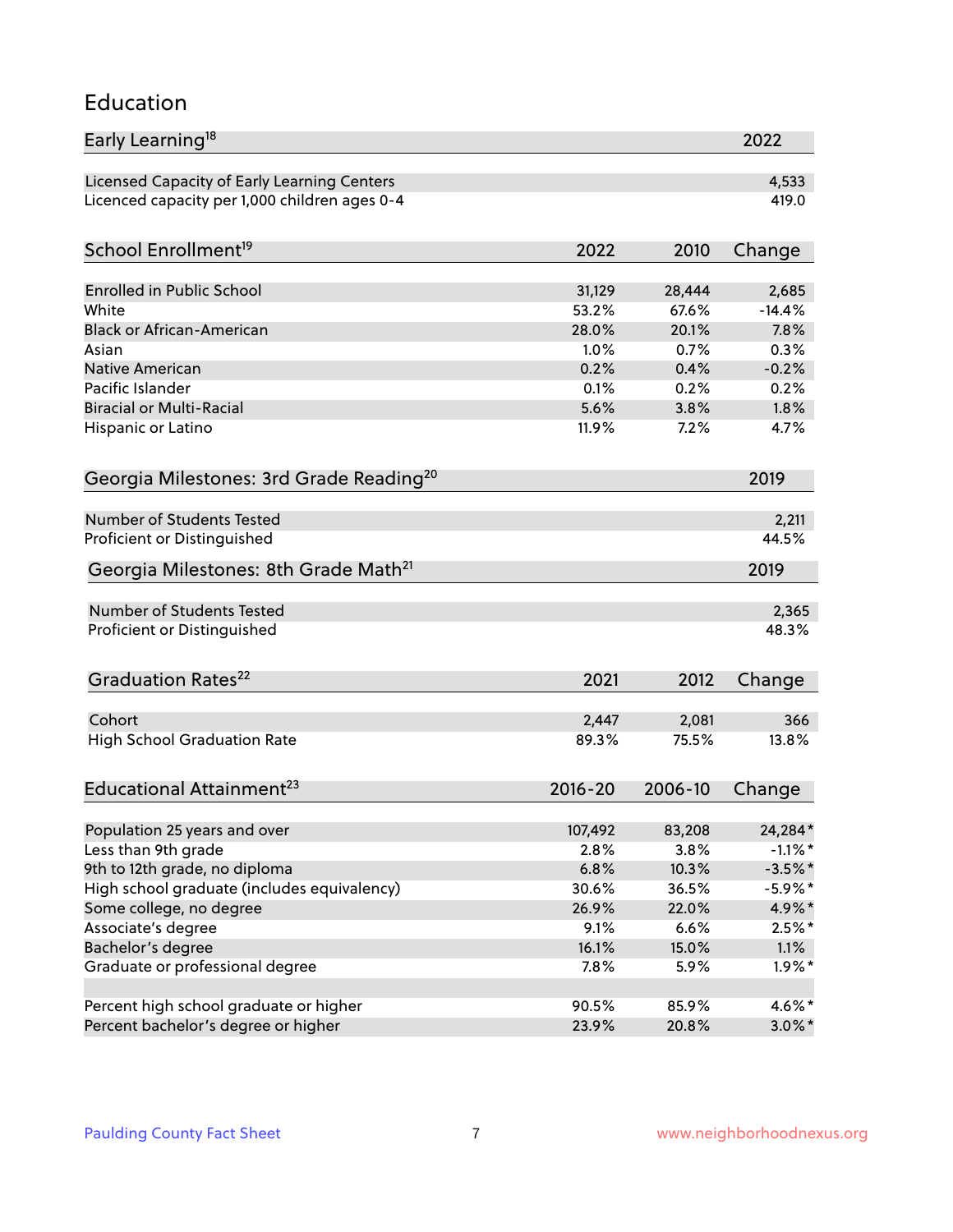# Education

| Early Learning[18] | 2022 |
|---|---|
| Licensed Capacity of Early Learning Centers | 4,533 |
| Licenced capacity per 1,000 children ages 0-4 | 419.0 |

| School Enrollment[19] | 2022 | 2010 | Change |
|---|---|---|---|
| Enrolled in Public School | 31,129 | 28,444 | 2,685 |
| White | 53.2% | 67.6% | -14.4% |
| Black or African-American | 28.0% | 20.1% | 7.8% |
| Asian | 1.0% | 0.7% | 0.3% |
| Native American | 0.2% | 0.4% | -0.2% |
| Pacific Islander | 0.1% | 0.2% | 0.2% |
| Biracial or Multi-Racial | 5.6% | 3.8% | 1.8% |
| Hispanic or Latino | 11.9% | 7.2% | 4.7% |

| Georgia Milestones: 3rd Grade Reading[20] | 2019 |
|---|---|
| Number of Students Tested | 2,211 |
| Proficient or Distinguished | 44.5% |

| Georgia Milestones: 8th Grade Math[21] | 2019 |
|---|---|
| Number of Students Tested | 2,365 |
| Proficient or Distinguished | 48.3% |

| Graduation Rates[22] | 2021 | 2012 | Change |
|---|---|---|---|
| Cohort | 2,447 | 2,081 | 366 |
| High School Graduation Rate | 89.3% | 75.5% | 13.8% |

| Educational Attainment[23] | 2016-20 | 2006-10 | Change |
|---|---|---|---|
| Population 25 years and over | 107,492 | 83,208 | 24,284* |
| Less than 9th grade | 2.8% | 3.8% | -1.1%* |
| 9th to 12th grade, no diploma | 6.8% | 10.3% | -3.5%* |
| High school graduate (includes equivalency) | 30.6% | 36.5% | -5.9%* |
| Some college, no degree | 26.9% | 22.0% | 4.9%* |
| Associate's degree | 9.1% | 6.6% | 2.5%* |
| Bachelor's degree | 16.1% | 15.0% | 1.1% |
| Graduate or professional degree | 7.8% | 5.9% | 1.9%* |
| | | | |
| Percent high school graduate or higher | 90.5% | 85.9% | 4.6%* |
| Percent bachelor's degree or higher | 23.9% | 20.8% | 3.0%* |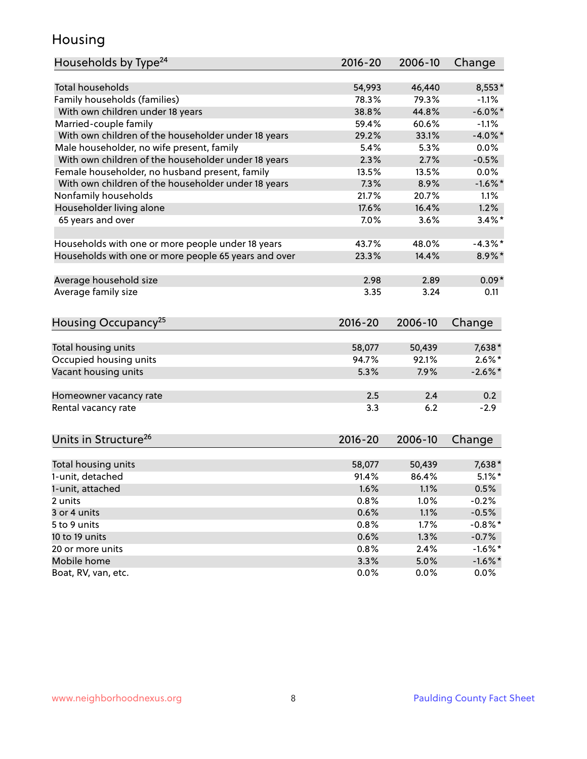# Housing

| Households by Type[24] | 2016-20 | 2006-10 | Change |
|---|---|---|---|
| Total households | 54,993 | 46,440 | 8,553* |
| Family households (families) | 78.3% | 79.3% | -1.1% |
| With own children under 18 years | 38.8% | 44.8% | -6.0%* |
| Married-couple family | 59.4% | 60.6% | -1.1% |
| With own children of the householder under 18 years | 29.2% | 33.1% | -4.0%* |
| Male householder, no wife present, family | 5.4% | 5.3% | 0.0% |
| With own children of the householder under 18 years | 2.3% | 2.7% | -0.5% |
| Female householder, no husband present, family | 13.5% | 13.5% | 0.0% |
| With own children of the householder under 18 years | 7.3% | 8.9% | -1.6%* |
| Nonfamily households | 21.7% | 20.7% | 1.1% |
| Householder living alone | 17.6% | 16.4% | 1.2% |
| 65 years and over | 7.0% | 3.6% | 3.4%* |
| | | | |
| Households with one or more people under 18 years | 43.7% | 48.0% | -4.3%* |
| Households with one or more people 65 years and over | 23.3% | 14.4% | 8.9%* |
| | | | |
| Average household size | 2.98 | 2.89 | 0.09* |
| Average family size | 3.35 | 3.24 | 0.11 |

| Housing Occupancy[25] | 2016-20 | 2006-10 | Change |
|---|---|---|---|
| Total housing units | 58,077 | 50,439 | 7,638* |
| Occupied housing units | 94.7% | 92.1% | 2.6%* |
| Vacant housing units | 5.3% | 7.9% | -2.6%* |
| | | | |
| Homeowner vacancy rate | 2.5 | 2.4 | 0.2 |
| Rental vacancy rate | 3.3 | 6.2 | -2.9 |

| Units in Structure[26] | 2016-20 | 2006-10 | Change |
|---|---|---|---|
| Total housing units | 58,077 | 50,439 | 7,638* |
| 1-unit, detached | 91.4% | 86.4% | 5.1%* |
| 1-unit, attached | 1.6% | 1.1% | 0.5% |
| 2 units | 0.8% | 1.0% | -0.2% |
| 3 or 4 units | 0.6% | 1.1% | -0.5% |
| 5 to 9 units | 0.8% | 1.7% | -0.8%* |
| 10 to 19 units | 0.6% | 1.3% | -0.7% |
| 20 or more units | 0.8% | 2.4% | -1.6%* |
| Mobile home | 3.3% | 5.0% | -1.6%* |
| Boat, RV, van, etc. | 0.0% | 0.0% | 0.0% |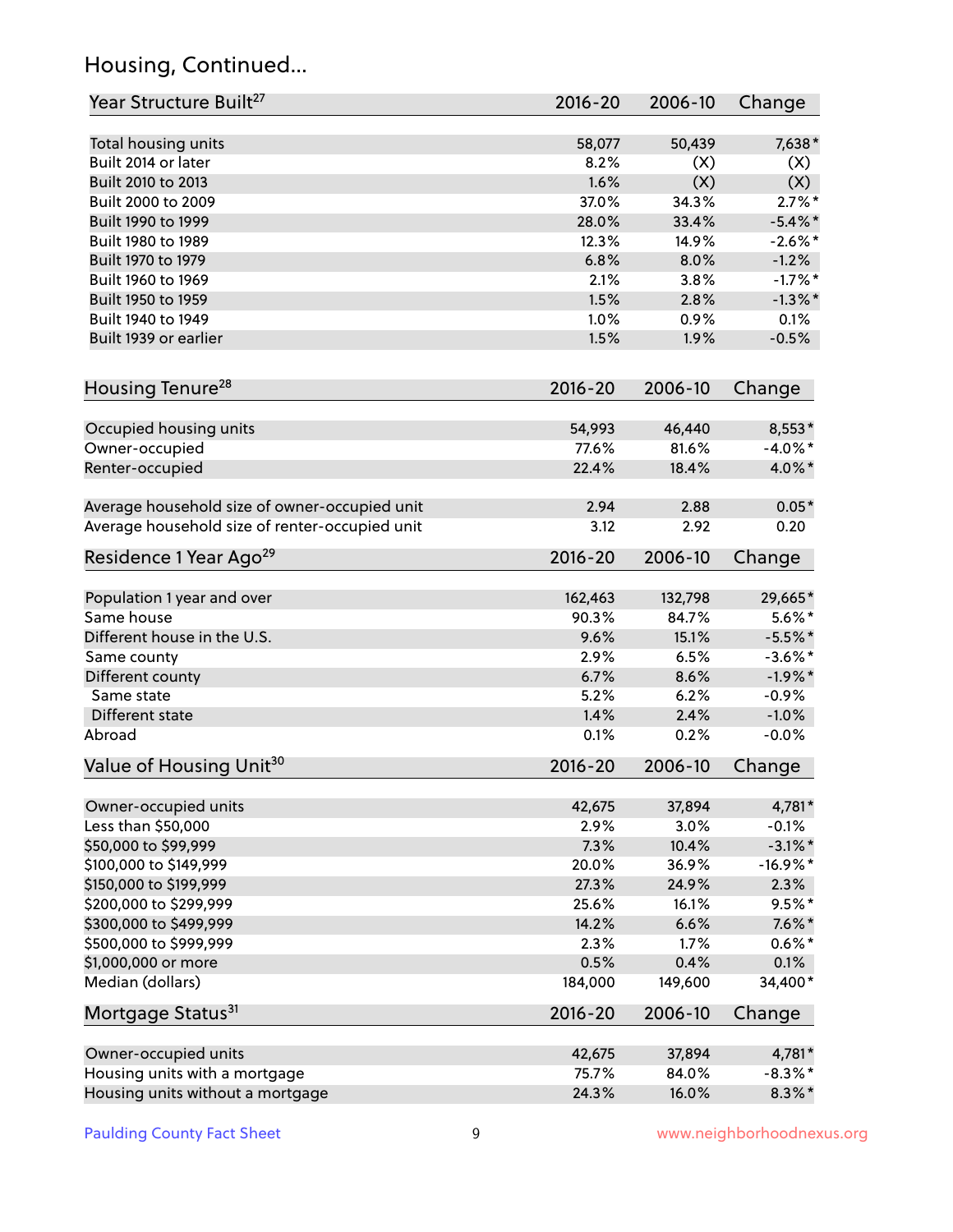## Housing, Continued...

| Year Structure Built[27] | 2016-20 | 2006-10 | Change |
|---|---|---|---|
| Total housing units | 58,077 | 50,439 | 7,638* |
| Built 2014 or later | 8.2% | (X) | (X) |
| Built 2010 to 2013 | 1.6% | (X) | (X) |
| Built 2000 to 2009 | 37.0% | 34.3% | 2.7%* |
| Built 1990 to 1999 | 28.0% | 33.4% | -5.4%* |
| Built 1980 to 1989 | 12.3% | 14.9% | -2.6%* |
| Built 1970 to 1979 | 6.8% | 8.0% | -1.2% |
| Built 1960 to 1969 | 2.1% | 3.8% | -1.7%* |
| Built 1950 to 1959 | 1.5% | 2.8% | -1.3%* |
| Built 1940 to 1949 | 1.0% | 0.9% | 0.1% |
| Built 1939 or earlier | 1.5% | 1.9% | -0.5% |

| Housing Tenure[28] | 2016-20 | 2006-10 | Change |
|---|---|---|---|
| Occupied housing units | 54,993 | 46,440 | 8,553* |
| Owner-occupied | 77.6% | 81.6% | -4.0%* |
| Renter-occupied | 22.4% | 18.4% | 4.0%* |
| Average household size of owner-occupied unit | 2.94 | 2.88 | 0.05* |
| Average household size of renter-occupied unit | 3.12 | 2.92 | 0.20 |

| Residence 1 Year Ago[29] | 2016-20 | 2006-10 | Change |
|---|---|---|---|
| Population 1 year and over | 162,463 | 132,798 | 29,665* |
| Same house | 90.3% | 84.7% | 5.6%* |
| Different house in the U.S. | 9.6% | 15.1% | -5.5%* |
| Same county | 2.9% | 6.5% | -3.6%* |
| Different county | 6.7% | 8.6% | -1.9%* |
| Same state | 5.2% | 6.2% | -0.9% |
| Different state | 1.4% | 2.4% | -1.0% |
| Abroad | 0.1% | 0.2% | -0.0% |

| Value of Housing Unit[30] | 2016-20 | 2006-10 | Change |
|---|---|---|---|
| Owner-occupied units | 42,675 | 37,894 | 4,781* |
| Less than $50,000 | 2.9% | 3.0% | -0.1% |
| $50,000 to $99,999 | 7.3% | 10.4% | -3.1%* |
| $100,000 to $149,999 | 20.0% | 36.9% | -16.9%* |
| $150,000 to $199,999 | 27.3% | 24.9% | 2.3% |
| $200,000 to $299,999 | 25.6% | 16.1% | 9.5%* |
| $300,000 to $499,999 | 14.2% | 6.6% | 7.6%* |
| $500,000 to $999,999 | 2.3% | 1.7% | 0.6%* |
| $1,000,000 or more | 0.5% | 0.4% | 0.1% |
| Median (dollars) | 184,000 | 149,600 | 34,400* |

| Mortgage Status[31] | 2016-20 | 2006-10 | Change |
|---|---|---|---|
| Owner-occupied units | 42,675 | 37,894 | 4,781* |
| Housing units with a mortgage | 75.7% | 84.0% | -8.3%* |
| Housing units without a mortgage | 24.3% | 16.0% | 8.3%* |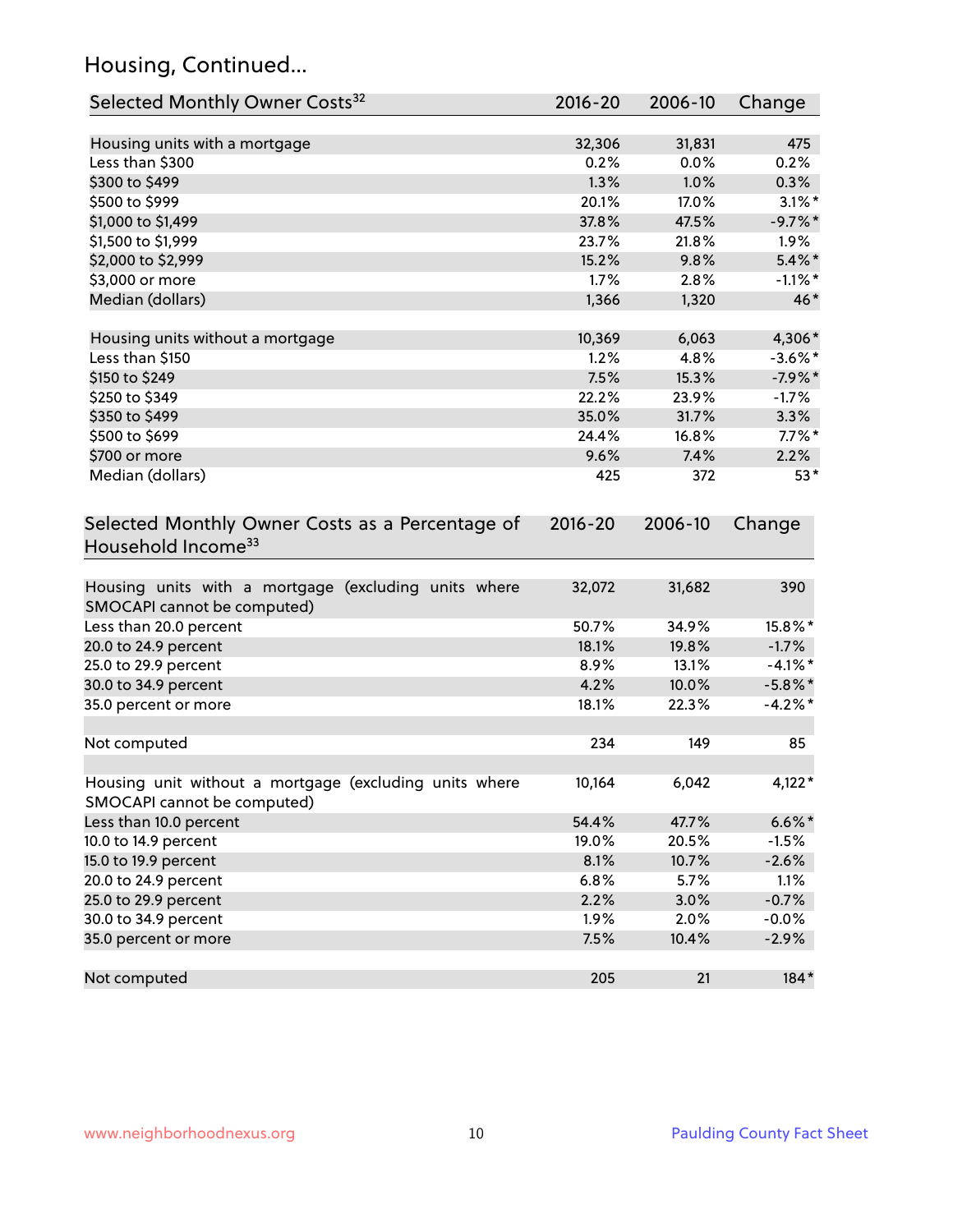## Housing, Continued...

| Selected Monthly Owner Costs[32] | 2016-20 | 2006-10 | Change |
|---|---|---|---|
| Housing units with a mortgage | 32,306 | 31,831 | 475 |
| Less than $300 | 0.2% | 0.0% | 0.2% |
| $300 to $499 | 1.3% | 1.0% | 0.3% |
| $500 to $999 | 20.1% | 17.0% | 3.1%* |
| $1,000 to $1,499 | 37.8% | 47.5% | -9.7%* |
| $1,500 to $1,999 | 23.7% | 21.8% | 1.9% |
| $2,000 to $2,999 | 15.2% | 9.8% | 5.4%* |
| $3,000 or more | 1.7% | 2.8% | -1.1%* |
| Median (dollars) | 1,366 | 1,320 | 46* |
| | | | |
| Housing units without a mortgage | 10,369 | 6,063 | 4,306* |
| Less than $150 | 1.2% | 4.8% | -3.6%* |
| $150 to $249 | 7.5% | 15.3% | -7.9%* |
| $250 to $349 | 22.2% | 23.9% | -1.7% |
| $350 to $499 | 35.0% | 31.7% | 3.3% |
| $500 to $699 | 24.4% | 16.8% | 7.7%* |
| $700 or more | 9.6% | 7.4% | 2.2% |
| Median (dollars) | 425 | 372 | 53* |

| Selected Monthly Owner Costs as a Percentage of Household Income[33] | 2016-20 | 2006-10 | Change |
|---|---|---|---|
| Housing units with a mortgage (excluding units where SMOCAPI cannot be computed) | 32,072 | 31,682 | 390 |
| Less than 20.0 percent | 50.7% | 34.9% | 15.8%* |
| 20.0 to 24.9 percent | 18.1% | 19.8% | -1.7% |
| 25.0 to 29.9 percent | 8.9% | 13.1% | -4.1%* |
| 30.0 to 34.9 percent | 4.2% | 10.0% | -5.8%* |
| 35.0 percent or more | 18.1% | 22.3% | -4.2%* |
| | | | |
| Not computed | 234 | 149 | 85 |
| | | | |
| Housing unit without a mortgage (excluding units where SMOCAPI cannot be computed) | 10,164 | 6,042 | 4,122* |
| Less than 10.0 percent | 54.4% | 47.7% | 6.6%* |
| 10.0 to 14.9 percent | 19.0% | 20.5% | -1.5% |
| 15.0 to 19.9 percent | 8.1% | 10.7% | -2.6% |
| 20.0 to 24.9 percent | 6.8% | 5.7% | 1.1% |
| 25.0 to 29.9 percent | 2.2% | 3.0% | -0.7% |
| 30.0 to 34.9 percent | 1.9% | 2.0% | -0.0% |
| 35.0 percent or more | 7.5% | 10.4% | -2.9% |
| | | | |
| Not computed | 205 | 21 | 184* |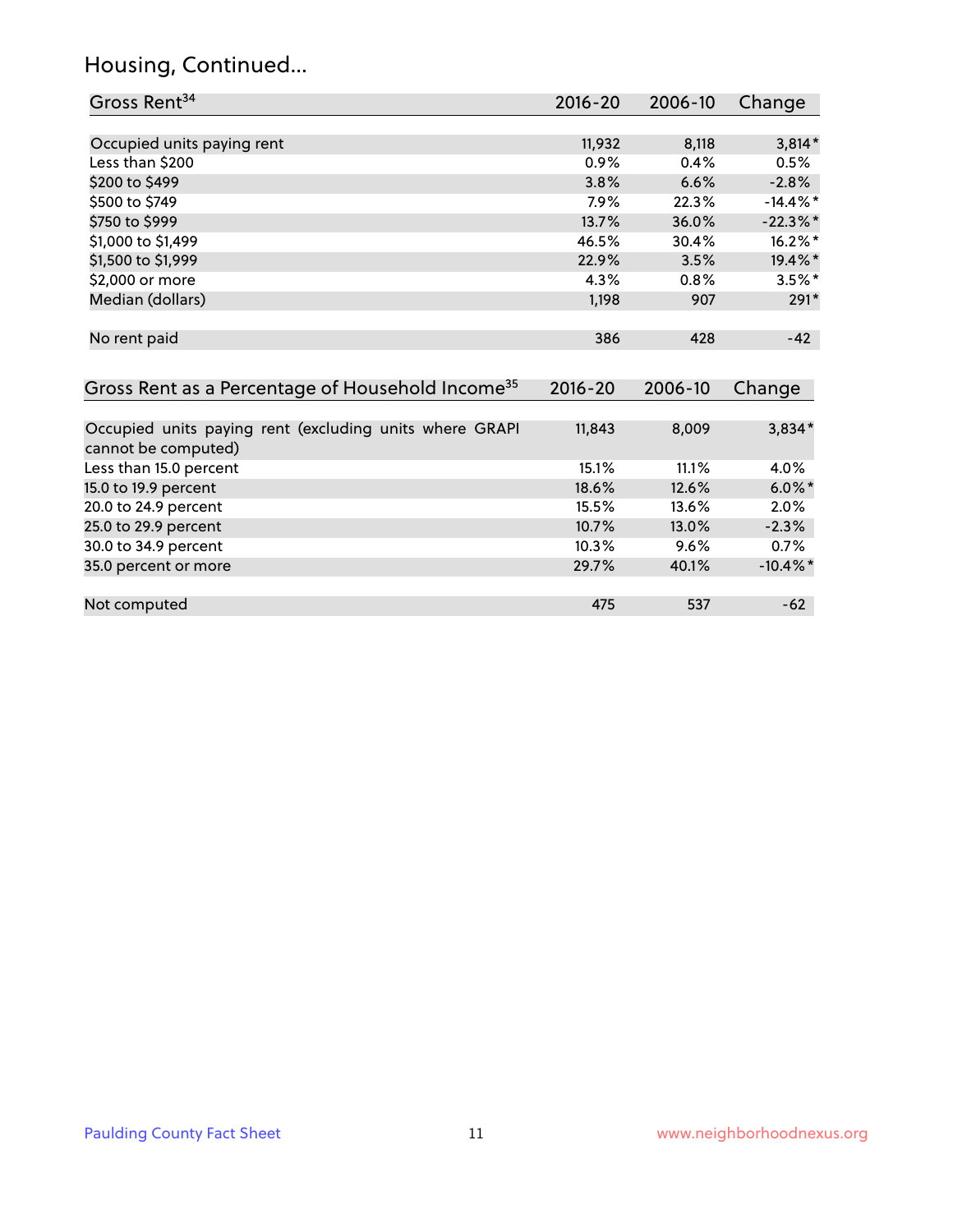## Housing, Continued...

| Gross Rent[34] | 2016-20 | 2006-10 | Change |
|---|---|---|---|
| Occupied units paying rent | 11,932 | 8,118 | 3,814* |
| Less than $200 | 0.9% | 0.4% | 0.5% |
| $200 to $499 | 3.8% | 6.6% | -2.8% |
| $500 to $749 | 7.9% | 22.3% | -14.4%* |
| $750 to $999 | 13.7% | 36.0% | -22.3%* |
| $1,000 to $1,499 | 46.5% | 30.4% | 16.2%* |
| $1,500 to $1,999 | 22.9% | 3.5% | 19.4%* |
| $2,000 or more | 4.3% | 0.8% | 3.5%* |
| Median (dollars) | 1,198 | 907 | 291* |
| No rent paid | 386 | 428 | -42 |

| Gross Rent as a Percentage of Household Income[35] | 2016-20 | 2006-10 | Change |
|---|---|---|---|
| Occupied units paying rent (excluding units where GRAPI cannot be computed) | 11,843 | 8,009 | 3,834* |
| Less than 15.0 percent | 15.1% | 11.1% | 4.0% |
| 15.0 to 19.9 percent | 18.6% | 12.6% | 6.0%* |
| 20.0 to 24.9 percent | 15.5% | 13.6% | 2.0% |
| 25.0 to 29.9 percent | 10.7% | 13.0% | -2.3% |
| 30.0 to 34.9 percent | 10.3% | 9.6% | 0.7% |
| 35.0 percent or more | 29.7% | 40.1% | -10.4%* |
| Not computed | 475 | 537 | -62 |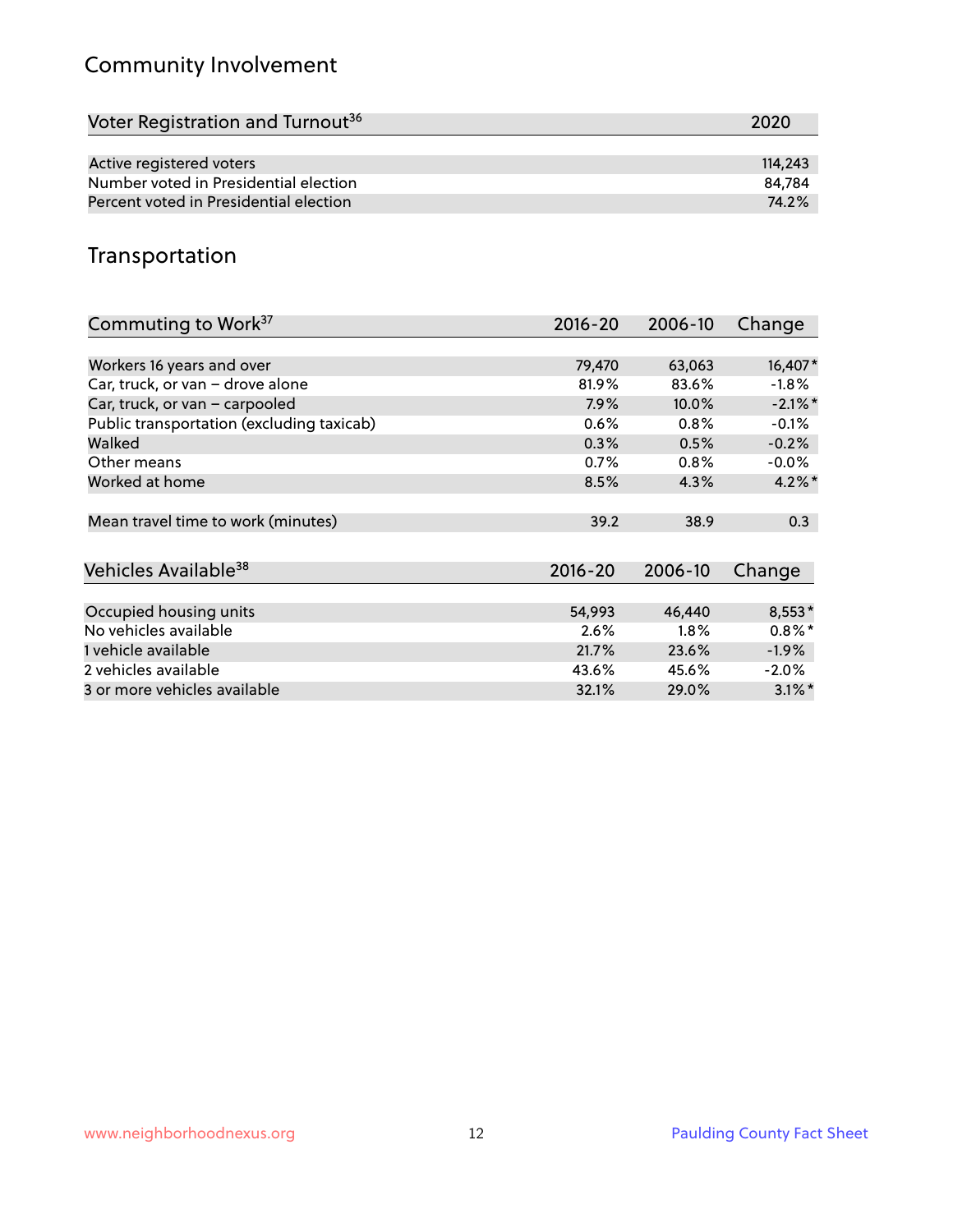## Community Involvement

| Voter Registration and Turnout[36] | 2020 |
|---|---|
| Active registered voters | 114,243 |
| Number voted in Presidential election | 84,784 |
| Percent voted in Presidential election | 74.2% |

## Transportation

| Commuting to Work[37] | 2016-20 | 2006-10 | Change |
|---|---|---|---|
| Workers 16 years and over | 79,470 | 63,063 | 16,407* |
| Car, truck, or van – drove alone | 81.9% | 83.6% | -1.8% |
| Car, truck, or van – carpooled | 7.9% | 10.0% | -2.1%* |
| Public transportation (excluding taxicab) | 0.6% | 0.8% | -0.1% |
| Walked | 0.3% | 0.5% | -0.2% |
| Other means | 0.7% | 0.8% | -0.0% |
| Worked at home | 8.5% | 4.3% | 4.2%* |
| Mean travel time to work (minutes) | 39.2 | 38.9 | 0.3 |

| Vehicles Available[38] | 2016-20 | 2006-10 | Change |
|---|---|---|---|
| Occupied housing units | 54,993 | 46,440 | 8,553* |
| No vehicles available | 2.6% | 1.8% | 0.8%* |
| 1 vehicle available | 21.7% | 23.6% | -1.9% |
| 2 vehicles available | 43.6% | 45.6% | -2.0% |
| 3 or more vehicles available | 32.1% | 29.0% | 3.1%* |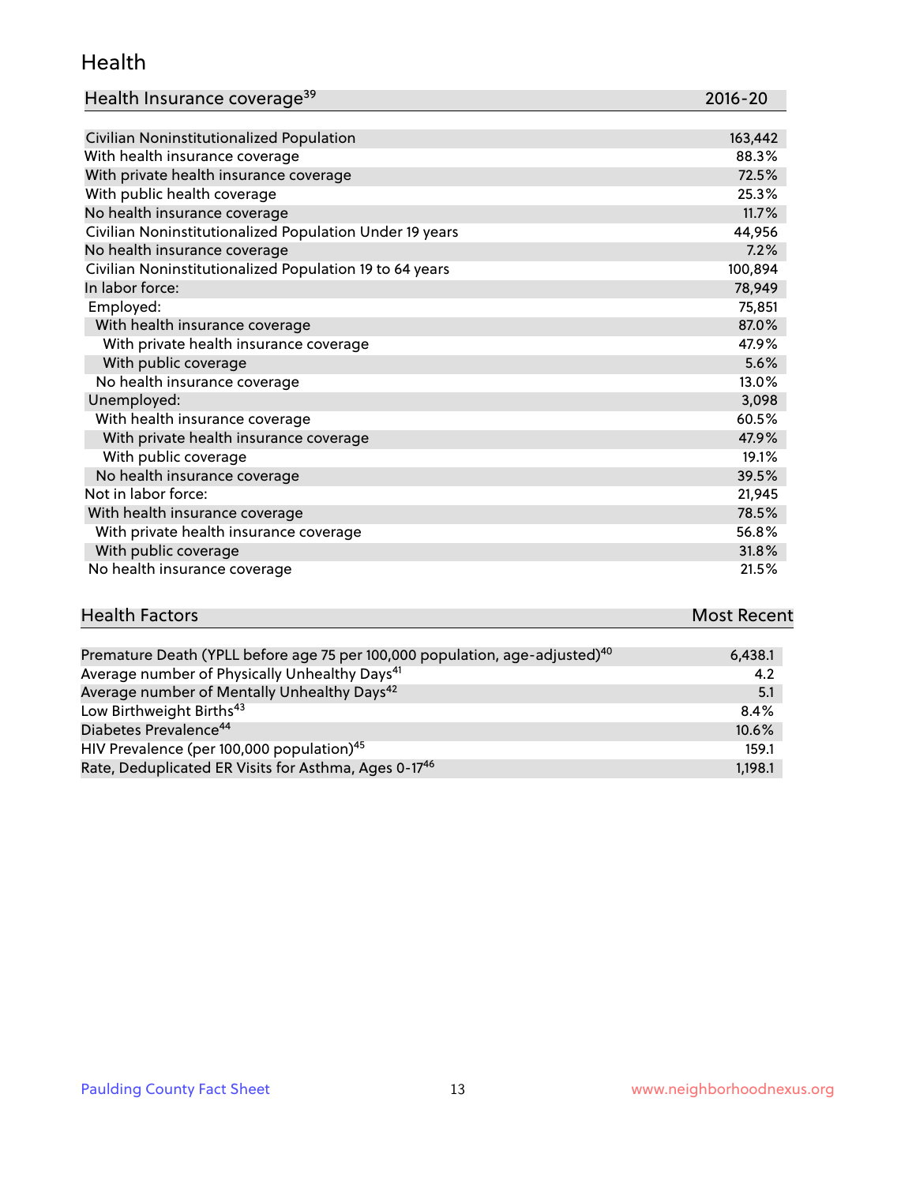## Health

| Health Insurance coverage[39] | 2016-20 |
|---|---|
| Civilian Noninstitutionalized Population | 163,442 |
| With health insurance coverage | 88.3% |
| With private health insurance coverage | 72.5% |
| With public health coverage | 25.3% |
| No health insurance coverage | 11.7% |
| Civilian Noninstitutionalized Population Under 19 years | 44,956 |
| No health insurance coverage | 7.2% |
| Civilian Noninstitutionalized Population 19 to 64 years | 100,894 |
| In labor force: | 78,949 |
| Employed: | 75,851 |
| With health insurance coverage | 87.0% |
| With private health insurance coverage | 47.9% |
| With public coverage | 5.6% |
| No health insurance coverage | 13.0% |
| Unemployed: | 3,098 |
| With health insurance coverage | 60.5% |
| With private health insurance coverage | 47.9% |
| With public coverage | 19.1% |
| No health insurance coverage | 39.5% |
| Not in labor force: | 21,945 |
| With health insurance coverage | 78.5% |
| With private health insurance coverage | 56.8% |
| With public coverage | 31.8% |
| No health insurance coverage | 21.5% |

| Health Factors | Most Recent |
|---|---|
| Premature Death (YPLL before age 75 per 100,000 population, age-adjusted)[40] | 6,438.1 |
| Average number of Physically Unhealthy Days[41] | 4.2 |
| Average number of Mentally Unhealthy Days[42] | 5.1 |
| Low Birthweight Births[43] | 8.4% |
| Diabetes Prevalence[44] | 10.6% |
| HIV Prevalence (per 100,000 population)[45] | 159.1 |
| Rate, Deduplicated ER Visits for Asthma, Ages 0-17[46] | 1,198.1 |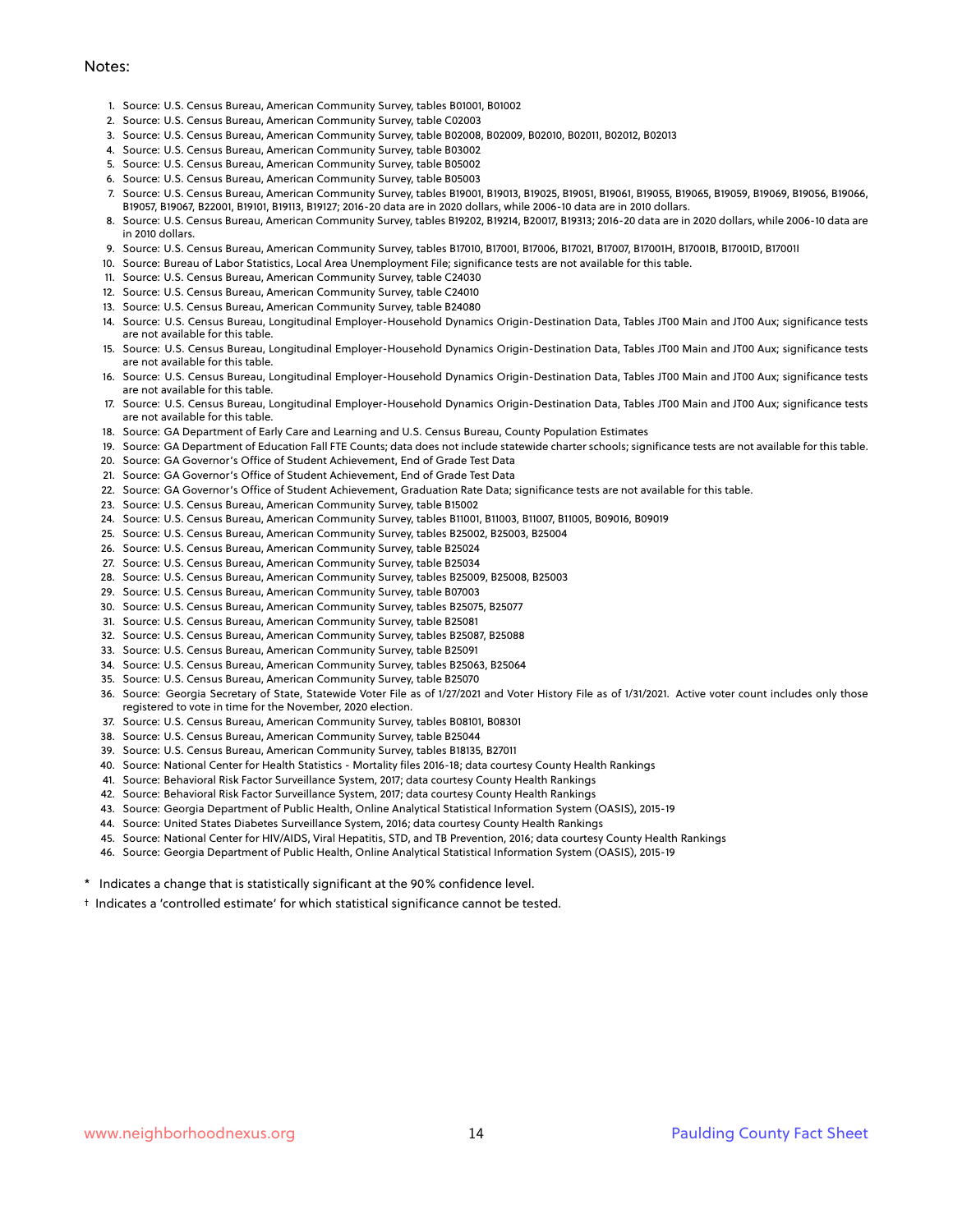Notes:

1. Source: U.S. Census Bureau, American Community Survey, tables B01001, B01002
2. Source: U.S. Census Bureau, American Community Survey, table C02003
3. Source: U.S. Census Bureau, American Community Survey, table B02008, B02009, B02010, B02011, B02012, B02013
4. Source: U.S. Census Bureau, American Community Survey, table B03002
5. Source: U.S. Census Bureau, American Community Survey, table B05002
6. Source: U.S. Census Bureau, American Community Survey, table B05003
7. Source: U.S. Census Bureau, American Community Survey, tables B19001, B19013, B19025, B19051, B19061, B19055, B19065, B19059, B19069, B19056, B19066, B19057, B19067, B22001, B19101, B19113, B19127; 2016-20 data are in 2020 dollars, while 2006-10 data are in 2010 dollars.
8. Source: U.S. Census Bureau, American Community Survey, tables B19202, B19214, B20017, B19313; 2016-20 data are in 2020 dollars, while 2006-10 data are in 2010 dollars.
9. Source: U.S. Census Bureau, American Community Survey, tables B17010, B17001, B17006, B17021, B17007, B17001H, B17001B, B17001D, B17001I
10. Source: Bureau of Labor Statistics, Local Area Unemployment File; significance tests are not available for this table.
11. Source: U.S. Census Bureau, American Community Survey, table C24030
12. Source: U.S. Census Bureau, American Community Survey, table C24010
13. Source: U.S. Census Bureau, American Community Survey, table B24080
14. Source: U.S. Census Bureau, Longitudinal Employer-Household Dynamics Origin-Destination Data, Tables JT00 Main and JT00 Aux; significance tests are not available for this table.
15. Source: U.S. Census Bureau, Longitudinal Employer-Household Dynamics Origin-Destination Data, Tables JT00 Main and JT00 Aux; significance tests are not available for this table.
16. Source: U.S. Census Bureau, Longitudinal Employer-Household Dynamics Origin-Destination Data, Tables JT00 Main and JT00 Aux; significance tests are not available for this table.
17. Source: U.S. Census Bureau, Longitudinal Employer-Household Dynamics Origin-Destination Data, Tables JT00 Main and JT00 Aux; significance tests are not available for this table.
18. Source: GA Department of Early Care and Learning and U.S. Census Bureau, County Population Estimates
19. Source: GA Department of Education Fall FTE Counts; data does not include statewide charter schools; significance tests are not available for this table.
20. Source: GA Governor's Office of Student Achievement, End of Grade Test Data
21. Source: GA Governor's Office of Student Achievement, End of Grade Test Data
22. Source: GA Governor's Office of Student Achievement, Graduation Rate Data; significance tests are not available for this table.
23. Source: U.S. Census Bureau, American Community Survey, table B15002
24. Source: U.S. Census Bureau, American Community Survey, tables B11001, B11003, B11007, B11005, B09016, B09019
25. Source: U.S. Census Bureau, American Community Survey, tables B25002, B25003, B25004
26. Source: U.S. Census Bureau, American Community Survey, table B25024
27. Source: U.S. Census Bureau, American Community Survey, table B25034
28. Source: U.S. Census Bureau, American Community Survey, tables B25009, B25008, B25003
29. Source: U.S. Census Bureau, American Community Survey, table B07003
30. Source: U.S. Census Bureau, American Community Survey, tables B25075, B25077
31. Source: U.S. Census Bureau, American Community Survey, table B25081
32. Source: U.S. Census Bureau, American Community Survey, tables B25087, B25088
33. Source: U.S. Census Bureau, American Community Survey, table B25091
34. Source: U.S. Census Bureau, American Community Survey, tables B25063, B25064
35. Source: U.S. Census Bureau, American Community Survey, table B25070
36. Source: Georgia Secretary of State, Statewide Voter File as of 1/27/2021 and Voter History File as of 1/31/2021. Active voter count includes only those registered to vote in time for the November, 2020 election.
37. Source: U.S. Census Bureau, American Community Survey, tables B08101, B08301
38. Source: U.S. Census Bureau, American Community Survey, table B25044
39. Source: U.S. Census Bureau, American Community Survey, tables B18135, B27011
40. Source: National Center for Health Statistics - Mortality files 2016-18; data courtesy County Health Rankings
41. Source: Behavioral Risk Factor Surveillance System, 2017; data courtesy County Health Rankings
42. Source: Behavioral Risk Factor Surveillance System, 2017; data courtesy County Health Rankings
43. Source: Georgia Department of Public Health, Online Analytical Statistical Information System (OASIS), 2015-19
44. Source: United States Diabetes Surveillance System, 2016; data courtesy County Health Rankings
45. Source: National Center for HIV/AIDS, Viral Hepatitis, STD, and TB Prevention, 2016; data courtesy County Health Rankings
46. Source: Georgia Department of Public Health, Online Analytical Statistical Information System (OASIS), 2015-19

\* Indicates a change that is statistically significant at the 90% confidence level.

† Indicates a 'controlled estimate' for which statistical significance cannot be tested.